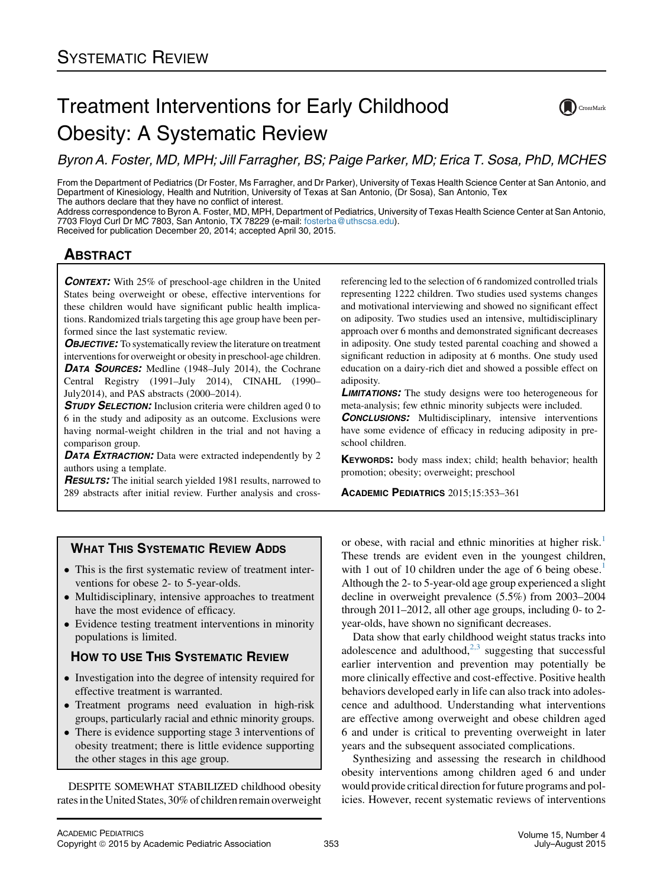## SYSTEMATIC REVIEW

# Treatment Interventions for Early Childhood Obesity: A Systematic Review

*Byron A. Foster, MD, MPH; Jill Farragher, BS; Paige Parker, MD; Erica T. Sosa, PhD, MCHES*

From the Department of Pediatrics (Dr Foster, Ms Farragher, and Dr Parker), University of Texas Health Science Center at San Antonio, and Department of Kinesiology, Health and Nutrition, University of Texas at San Antonio, (Dr Sosa), San Antonio, Tex

The authors declare that they have no conflict of interest.

Address correspondence to Byron A. Foster, MD, MPH, Department of Pediatrics, University of Texas Health Science Center at San Antonio, 7703 Floyd Curl Dr MC 7803, San Antonio, TX 78229 (e-mail: fosterba@uthscsa.edu).

Received for publication December 20, 2014; accepted April 30, 2015.

## ABSTRACT

***CONTEXT:*** With 25% of preschool-age children in the United States being overweight or obese, effective interventions for these children would have significant public health implications. Randomized trials targeting this age group have been performed since the last systematic review.

***OBJECTIVE:*** To systematically review the literature on treatment interventions for overweight or obesity in preschool-age children.

***DATA SOURCES:*** Medline (1948–July 2014), the Cochrane Central Registry (1991–July 2014), CINAHL (1990–July2014), and PAS abstracts (2000–2014).

***STUDY SELECTION:*** Inclusion criteria were children aged 0 to 6 in the study and adiposity as an outcome. Exclusions were having normal-weight children in the trial and not having a comparison group.

***DATA EXTRACTION:*** Data were extracted independently by 2 authors using a template.

***RESULTS:*** The initial search yielded 1981 results, narrowed to 289 abstracts after initial review. Further analysis and cross-referencing led to the selection of 6 randomized controlled trials representing 1222 children. Two studies used systems changes and motivational interviewing and showed no significant effect on adiposity. Two studies used an intensive, multidisciplinary approach over 6 months and demonstrated significant decreases in adiposity. One study tested parental coaching and showed a significant reduction in adiposity at 6 months. One study used education on a dairy-rich diet and showed a possible effect on adiposity.

***LIMITATIONS:*** The study designs were too heterogeneous for meta-analysis; few ethnic minority subjects were included.

***CONCLUSIONS:*** Multidisciplinary, intensive interventions have some evidence of efficacy in reducing adiposity in preschool children.

**KEYWORDS:** body mass index; child; health behavior; health promotion; obesity; overweight; preschool

**ACADEMIC PEDIATRICS** 2015;15:353–361

### WHAT THIS SYSTEMATIC REVIEW ADDS

- This is the first systematic review of treatment interventions for obese 2- to 5-year-olds.
- Multidisciplinary, intensive approaches to treatment have the most evidence of efficacy.
- Evidence testing treatment interventions in minority populations is limited.

### HOW TO USE THIS SYSTEMATIC REVIEW

- Investigation into the degree of intensity required for effective treatment is warranted.
- Treatment programs need evaluation in high-risk groups, particularly racial and ethnic minority groups.
- There is evidence supporting stage 3 interventions of obesity treatment; there is little evidence supporting the other stages in this age group.

DESPITE SOMEWHAT STABILIZED childhood obesity rates in the United States, 30% of children remain overweight or obese, with racial and ethnic minorities at higher risk.[1] These trends are evident even in the youngest children, with 1 out of 10 children under the age of 6 being obese.[1] Although the 2- to 5-year-old age group experienced a slight decline in overweight prevalence (5.5%) from 2003–2004 through 2011–2012, all other age groups, including 0- to 2-year-olds, have shown no significant decreases.

Data show that early childhood weight status tracks into adolescence and adulthood,[2,3] suggesting that successful earlier intervention and prevention may potentially be more clinically effective and cost-effective. Positive health behaviors developed early in life can also track into adolescence and adulthood. Understanding what interventions are effective among overweight and obese children aged 6 and under is critical to preventing overweight in later years and the subsequent associated complications.

Synthesizing and assessing the research in childhood obesity interventions among children aged 6 and under would provide critical direction for future programs and policies. However, recent systematic reviews of interventions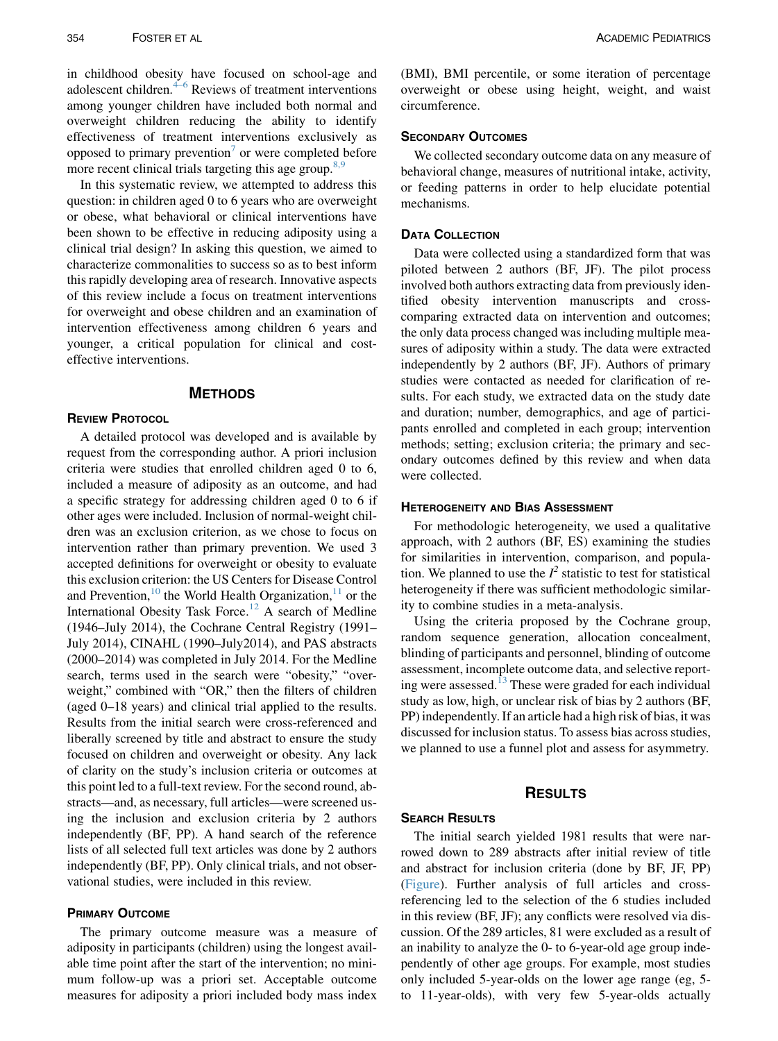in childhood obesity have focused on school-age and adolescent children.[4–6] Reviews of treatment interventions among younger children have included both normal and overweight children reducing the ability to identify effectiveness of treatment interventions exclusively as opposed to primary prevention[7] or were completed before more recent clinical trials targeting this age group.[8,9]

In this systematic review, we attempted to address this question: in children aged 0 to 6 years who are overweight or obese, what behavioral or clinical interventions have been shown to be effective in reducing adiposity using a clinical trial design? In asking this question, we aimed to characterize commonalities to success so as to best inform this rapidly developing area of research. Innovative aspects of this review include a focus on treatment interventions for overweight and obese children and an examination of intervention effectiveness among children 6 years and younger, a critical population for clinical and cost-effective interventions.

## Methods

### Review Protocol

A detailed protocol was developed and is available by request from the corresponding author. A priori inclusion criteria were studies that enrolled children aged 0 to 6, included a measure of adiposity as an outcome, and had a specific strategy for addressing children aged 0 to 6 if other ages were included. Inclusion of normal-weight children was an exclusion criterion, as we chose to focus on intervention rather than primary prevention. We used 3 accepted definitions for overweight or obesity to evaluate this exclusion criterion: the US Centers for Disease Control and Prevention,[10] the World Health Organization,[11] or the International Obesity Task Force.[12] A search of Medline (1946–July 2014), the Cochrane Central Registry (1991–July 2014), CINAHL (1990–July2014), and PAS abstracts (2000–2014) was completed in July 2014. For the Medline search, terms used in the search were "obesity," "overweight," combined with "OR," then the filters of children (aged 0–18 years) and clinical trial applied to the results. Results from the initial search were cross-referenced and liberally screened by title and abstract to ensure the study focused on children and overweight or obesity. Any lack of clarity on the study's inclusion criteria or outcomes at this point led to a full-text review. For the second round, abstracts—and, as necessary, full articles—were screened using the inclusion and exclusion criteria by 2 authors independently (BF, PP). A hand search of the reference lists of all selected full text articles was done by 2 authors independently (BF, PP). Only clinical trials, and not observational studies, were included in this review.

### Primary Outcome

The primary outcome measure was a measure of adiposity in participants (children) using the longest available time point after the start of the intervention; no minimum follow-up was a priori set. Acceptable outcome measures for adiposity a priori included body mass index (BMI), BMI percentile, or some iteration of percentage overweight or obese using height, weight, and waist circumference.

### Secondary Outcomes

We collected secondary outcome data on any measure of behavioral change, measures of nutritional intake, activity, or feeding patterns in order to help elucidate potential mechanisms.

### Data Collection

Data were collected using a standardized form that was piloted between 2 authors (BF, JF). The pilot process involved both authors extracting data from previously identified obesity intervention manuscripts and cross-comparing extracted data on intervention and outcomes; the only data process changed was including multiple measures of adiposity within a study. The data were extracted independently by 2 authors (BF, JF). Authors of primary studies were contacted as needed for clarification of results. For each study, we extracted data on the study date and duration; number, demographics, and age of participants enrolled and completed in each group; intervention methods; setting; exclusion criteria; the primary and secondary outcomes defined by this review and when data were collected.

### Heterogeneity and Bias Assessment

For methodologic heterogeneity, we used a qualitative approach, with 2 authors (BF, ES) examining the studies for similarities in intervention, comparison, and population. We planned to use the $I^2$ statistic to test for statistical heterogeneity if there was sufficient methodologic similarity to combine studies in a meta-analysis.

Using the criteria proposed by the Cochrane group, random sequence generation, allocation concealment, blinding of participants and personnel, blinding of outcome assessment, incomplete outcome data, and selective reporting were assessed.[13] These were graded for each individual study as low, high, or unclear risk of bias by 2 authors (BF, PP) independently. If an article had a high risk of bias, it was discussed for inclusion status. To assess bias across studies, we planned to use a funnel plot and assess for asymmetry.

## Results

### Search Results

The initial search yielded 1981 results that were narrowed down to 289 abstracts after initial review of title and abstract for inclusion criteria (done by BF, JF, PP) (Figure). Further analysis of full articles and cross-referencing led to the selection of the 6 studies included in this review (BF, JF); any conflicts were resolved via discussion. Of the 289 articles, 81 were excluded as a result of an inability to analyze the 0- to 6-year-old age group independently of other age groups. For example, most studies only included 5-year-olds on the lower age range (eg, 5- to 11-year-olds), with very few 5-year-olds actually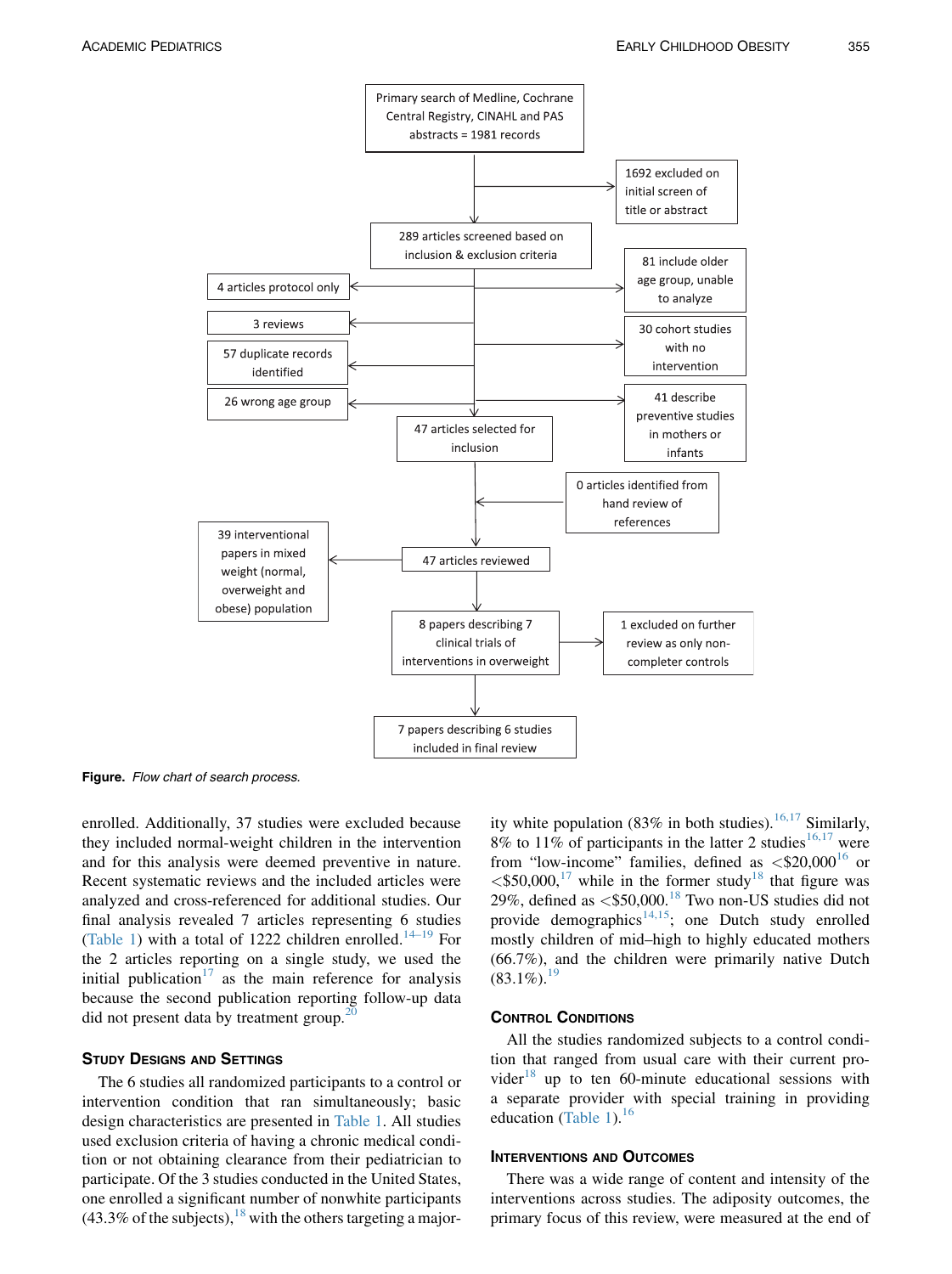Primary search of Medline, Cochrane Central Registry, CINAHL and PAS abstracts = 1981 records

1692 excluded on initial screen of title or abstract

289 articles screened based on inclusion & exclusion criteria

4 articles protocol only

81 include older age group, unable to analyze

3 reviews

30 cohort studies with no intervention

57 duplicate records identified

26 wrong age group

41 describe preventive studies in mothers or infants

47 articles selected for inclusion

0 articles identified from hand review of references

39 interventional papers in mixed weight (normal, overweight and obese) population

47 articles reviewed

8 papers describing 7 clinical trials of interventions in overweight

1 excluded on further review as only non-completer controls

7 papers describing 6 studies included in final review

**Figure.** *Flow chart of search process.*

enrolled. Additionally, 37 studies were excluded because they included normal-weight children in the intervention and for this analysis were deemed preventive in nature. Recent systematic reviews and the included articles were analyzed and cross-referenced for additional studies. Our final analysis revealed 7 articles representing 6 studies (Table 1) with a total of 1222 children enrolled.[14–19] For the 2 articles reporting on a single study, we used the initial publication[17] as the main reference for analysis because the second publication reporting follow-up data did not present data by treatment group.[20]

## Study Designs and Settings

The 6 studies all randomized participants to a control or intervention condition that ran simultaneously; basic design characteristics are presented in Table 1. All studies used exclusion criteria of having a chronic medical condition or not obtaining clearance from their pediatrician to participate. Of the 3 studies conducted in the United States, one enrolled a significant number of nonwhite participants (43.3% of the subjects),[18] with the others targeting a majority white population (83% in both studies).[16,17] Similarly, 8% to 11% of participants in the latter 2 studies[16,17] were from "low-income" families, defined as <\$20,000[16] or <\$50,000,[17] while in the former study[18] that figure was 29%, defined as <\$50,000.[18] Two non-US studies did not provide demographics[14,15]; one Dutch study enrolled mostly children of mid–high to highly educated mothers (66.7%), and the children were primarily native Dutch (83.1%).[19]

## Control Conditions

All the studies randomized subjects to a control condition that ranged from usual care with their current provider[18] up to ten 60-minute educational sessions with a separate provider with special training in providing education (Table 1).[16]

## Interventions and Outcomes

There was a wide range of content and intensity of the interventions across studies. The adiposity outcomes, the primary focus of this review, were measured at the end of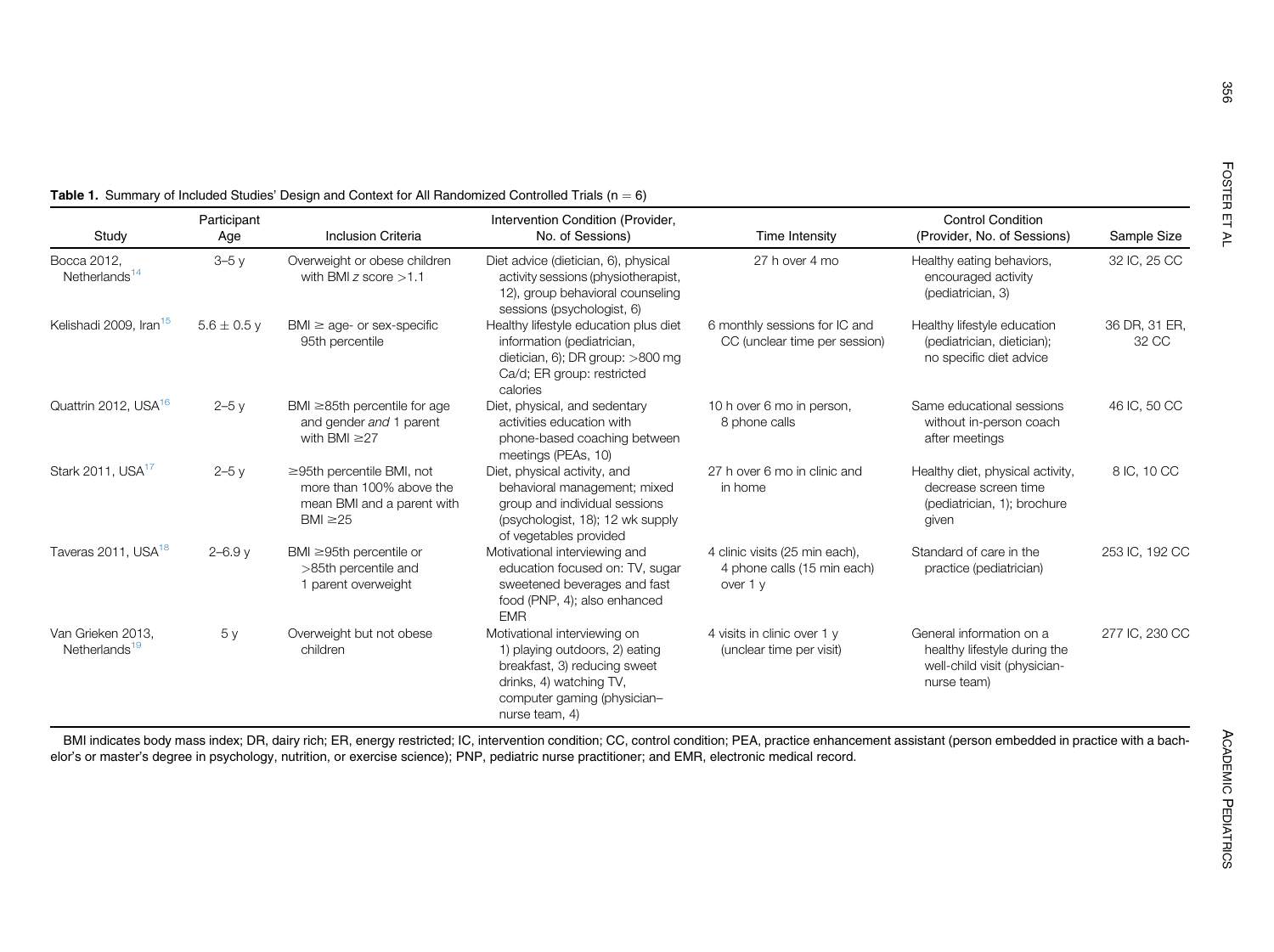**Table 1.** Summary of Included Studies' Design and Context for All Randomized Controlled Trials (n = 6)

| Study | Participant Age | Inclusion Criteria | Intervention Condition (Provider, No. of Sessions) | Time Intensity | Control Condition (Provider, No. of Sessions) | Sample Size |
|---|---|---|---|---|---|---|
| Bocca 2012, Netherlands[14] | 3–5 y | Overweight or obese children with BMI *z* score >1.1 | Diet advice (dietician, 6), physical activity sessions (physiotherapist, 12), group behavioral counseling sessions (psychologist, 6) | 27 h over 4 mo | Healthy eating behaviors, encouraged activity (pediatrician, 3) | 32 IC, 25 CC |
| Kelishadi 2009, Iran[15] | 5.6 ± 0.5 y | BMI ≥ age- or sex-specific 95th percentile | Healthy lifestyle education plus diet information (pediatrician, dietician, 6); DR group: >800 mg Ca/d; ER group: restricted calories | 6 monthly sessions for IC and CC (unclear time per session) | Healthy lifestyle education (pediatrician, dietician); no specific diet advice | 36 DR, 31 ER, 32 CC |
| Quattrin 2012, USA[16] | 2–5 y | BMI ≥85th percentile for age and gender *and* 1 parent with BMI ≥27 | Diet, physical, and sedentary activities education with phone-based coaching between meetings (PEAs, 10) | 10 h over 6 mo in person, 8 phone calls | Same educational sessions without in-person coach after meetings | 46 IC, 50 CC |
| Stark 2011, USA[17] | 2–5 y | ≥95th percentile BMI, not more than 100% above the mean BMI and a parent with BMI ≥25 | Diet, physical activity, and behavioral management; mixed group and individual sessions (psychologist, 18); 12 wk supply of vegetables provided | 27 h over 6 mo in clinic and in home | Healthy diet, physical activity, decrease screen time (pediatrician, 1); brochure given | 8 IC, 10 CC |
| Taveras 2011, USA[18] | 2–6.9 y | BMI ≥95th percentile or >85th percentile and 1 parent overweight | Motivational interviewing and education focused on: TV, sugar sweetened beverages and fast food (PNP, 4); also enhanced EMR | 4 clinic visits (25 min each), 4 phone calls (15 min each) over 1 y | Standard of care in the practice (pediatrician) | 253 IC, 192 CC |
| Van Grieken 2013, Netherlands[19] | 5 y | Overweight but not obese children | Motivational interviewing on 1) playing outdoors, 2) eating breakfast, 3) reducing sweet drinks, 4) watching TV, computer gaming (physician–nurse team, 4) | 4 visits in clinic over 1 y (unclear time per visit) | General information on a healthy lifestyle during the well-child visit (physician-nurse team) | 277 IC, 230 CC |

BMI indicates body mass index; DR, dairy rich; ER, energy restricted; IC, intervention condition; CC, control condition; PEA, practice enhancement assistant (person embedded in practice with a bachelor's or master's degree in psychology, nutrition, or exercise science); PNP, pediatric nurse practitioner; and EMR, electronic medical record.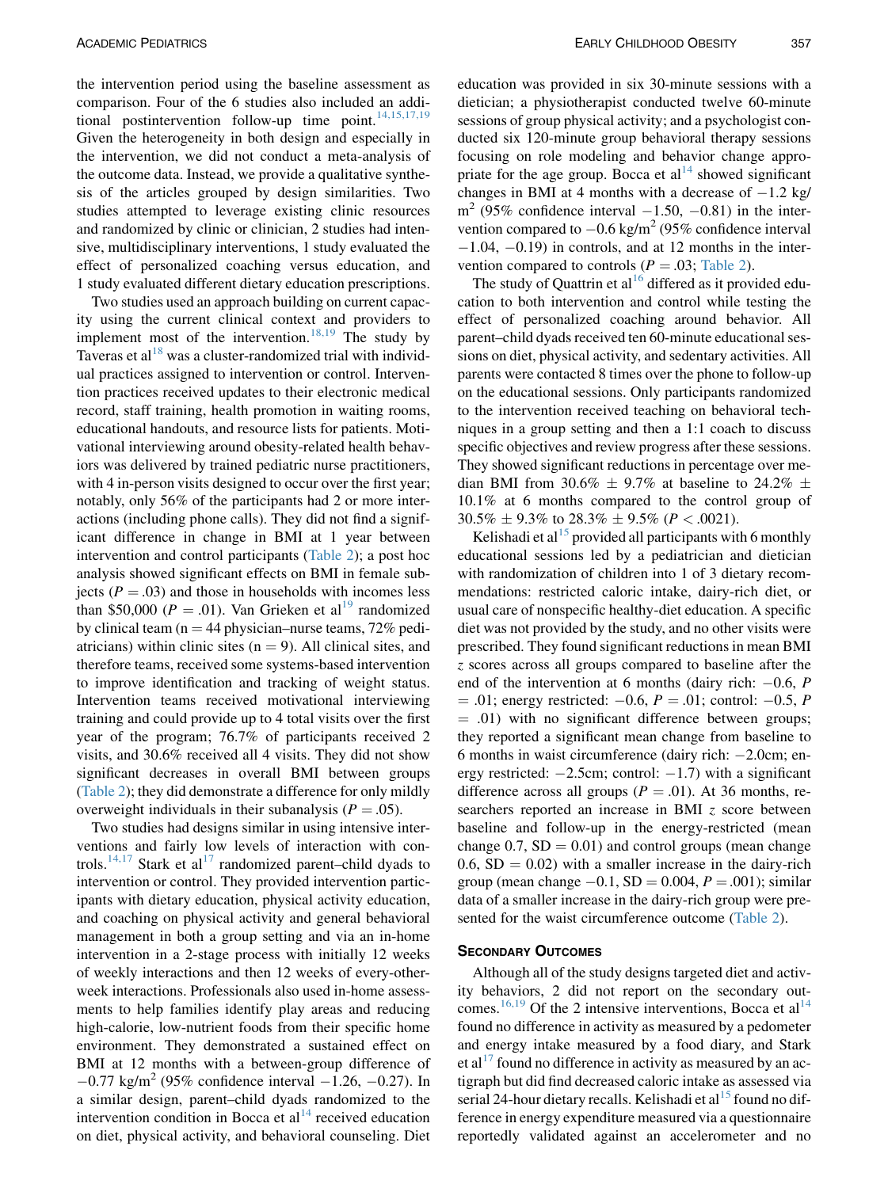the intervention period using the baseline assessment as comparison. Four of the 6 studies also included an additional postintervention follow-up time point.[14,15,17,19] Given the heterogeneity in both design and especially in the intervention, we did not conduct a meta-analysis of the outcome data. Instead, we provide a qualitative synthesis of the articles grouped by design similarities. Two studies attempted to leverage existing clinic resources and randomized by clinic or clinician, 2 studies had intensive, multidisciplinary interventions, 1 study evaluated the effect of personalized coaching versus education, and 1 study evaluated different dietary education prescriptions.

Two studies used an approach building on current capacity using the current clinical context and providers to implement most of the intervention.[18,19] The study by Taveras et al[18] was a cluster-randomized trial with individual practices assigned to intervention or control. Intervention practices received updates to their electronic medical record, staff training, health promotion in waiting rooms, educational handouts, and resource lists for patients. Motivational interviewing around obesity-related health behaviors was delivered by trained pediatric nurse practitioners, with 4 in-person visits designed to occur over the first year; notably, only 56% of the participants had 2 or more interactions (including phone calls). They did not find a significant difference in change in BMI at 1 year between intervention and control participants (Table 2); a post hoc analysis showed significant effects on BMI in female subjects ($P = .03$) and those in households with incomes less than $50,000 ($P = .01$). Van Grieken et al[19] randomized by clinical team (n = 44 physician–nurse teams, 72% pediatricians) within clinic sites (n = 9). All clinical sites, and therefore teams, received some systems-based intervention to improve identification and tracking of weight status. Intervention teams received motivational interviewing training and could provide up to 4 total visits over the first year of the program; 76.7% of participants received 2 visits, and 30.6% received all 4 visits. They did not show significant decreases in overall BMI between groups (Table 2); they did demonstrate a difference for only mildly overweight individuals in their subanalysis ($P = .05$).

Two studies had designs similar in using intensive interventions and fairly low levels of interaction with controls.[14,17] Stark et al[17] randomized parent–child dyads to intervention or control. They provided intervention participants with dietary education, physical activity education, and coaching on physical activity and general behavioral management in both a group setting and via an in-home intervention in a 2-stage process with initially 12 weeks of weekly interactions and then 12 weeks of every-other-week interactions. Professionals also used in-home assessments to help families identify play areas and reducing high-calorie, low-nutrient foods from their specific home environment. They demonstrated a sustained effect on BMI at 12 months with a between-group difference of $-0.77$ kg/m$^2$ (95% confidence interval $-1.26$, $-0.27$). In a similar design, parent–child dyads randomized to the intervention condition in Bocca et al[14] received education on diet, physical activity, and behavioral counseling. Diet education was provided in six 30-minute sessions with a dietician; a physiotherapist conducted twelve 60-minute sessions of group physical activity; and a psychologist conducted six 120-minute group behavioral therapy sessions focusing on role modeling and behavior change appropriate for the age group. Bocca et al[14] showed significant changes in BMI at 4 months with a decrease of $-1.2$ kg/m$^2$ (95% confidence interval $-1.50$, $-0.81$) in the intervention compared to $-0.6$ kg/m$^2$ (95% confidence interval $-1.04$, $-0.19$) in controls, and at 12 months in the intervention compared to controls ($P = .03$; Table 2).

The study of Quattrin et al[16] differed as it provided education to both intervention and control while testing the effect of personalized coaching around behavior. All parent–child dyads received ten 60-minute educational sessions on diet, physical activity, and sedentary activities. All parents were contacted 8 times over the phone to follow-up on the educational sessions. Only participants randomized to the intervention received teaching on behavioral techniques in a group setting and then a 1:1 coach to discuss specific objectives and review progress after these sessions. They showed significant reductions in percentage over median BMI from 30.6% $\pm$ 9.7% at baseline to 24.2% $\pm$ 10.1% at 6 months compared to the control group of 30.5% $\pm$ 9.3% to 28.3% $\pm$ 9.5% ($P < .0021$).

Kelishadi et al[15] provided all participants with 6 monthly educational sessions led by a pediatrician and dietician with randomization of children into 1 of 3 dietary recommendations: restricted caloric intake, dairy-rich diet, or usual care of nonspecific healthy-diet education. A specific diet was not provided by the study, and no other visits were prescribed. They found significant reductions in mean BMI *z* scores across all groups compared to baseline after the end of the intervention at 6 months (dairy rich: $-0.6$, $P = .01$; energy restricted: $-0.6$, $P = .01$; control: $-0.5$, $P = .01$) with no significant difference between groups; they reported a significant mean change from baseline to 6 months in waist circumference (dairy rich: $-2.0$cm; energy restricted: $-2.5$cm; control: $-1.7$) with a significant difference across all groups ($P = .01$). At 36 months, researchers reported an increase in BMI *z* score between baseline and follow-up in the energy-restricted (mean change 0.7, SD = 0.01) and control groups (mean change 0.6, SD = 0.02) with a smaller increase in the dairy-rich group (mean change $-0.1$, SD = 0.004, $P = .001$); similar data of a smaller increase in the dairy-rich group were presented for the waist circumference outcome (Table 2).

## Secondary Outcomes

Although all of the study designs targeted diet and activity behaviors, 2 did not report on the secondary outcomes.[16,19] Of the 2 intensive interventions, Bocca et al[14] found no difference in activity as measured by a pedometer and energy intake measured by a food diary, and Stark et al[17] found no difference in activity as measured by an actigraph but did find decreased caloric intake as assessed via serial 24-hour dietary recalls. Kelishadi et al[15] found no difference in energy expenditure measured via a questionnaire reportedly validated against an accelerometer and no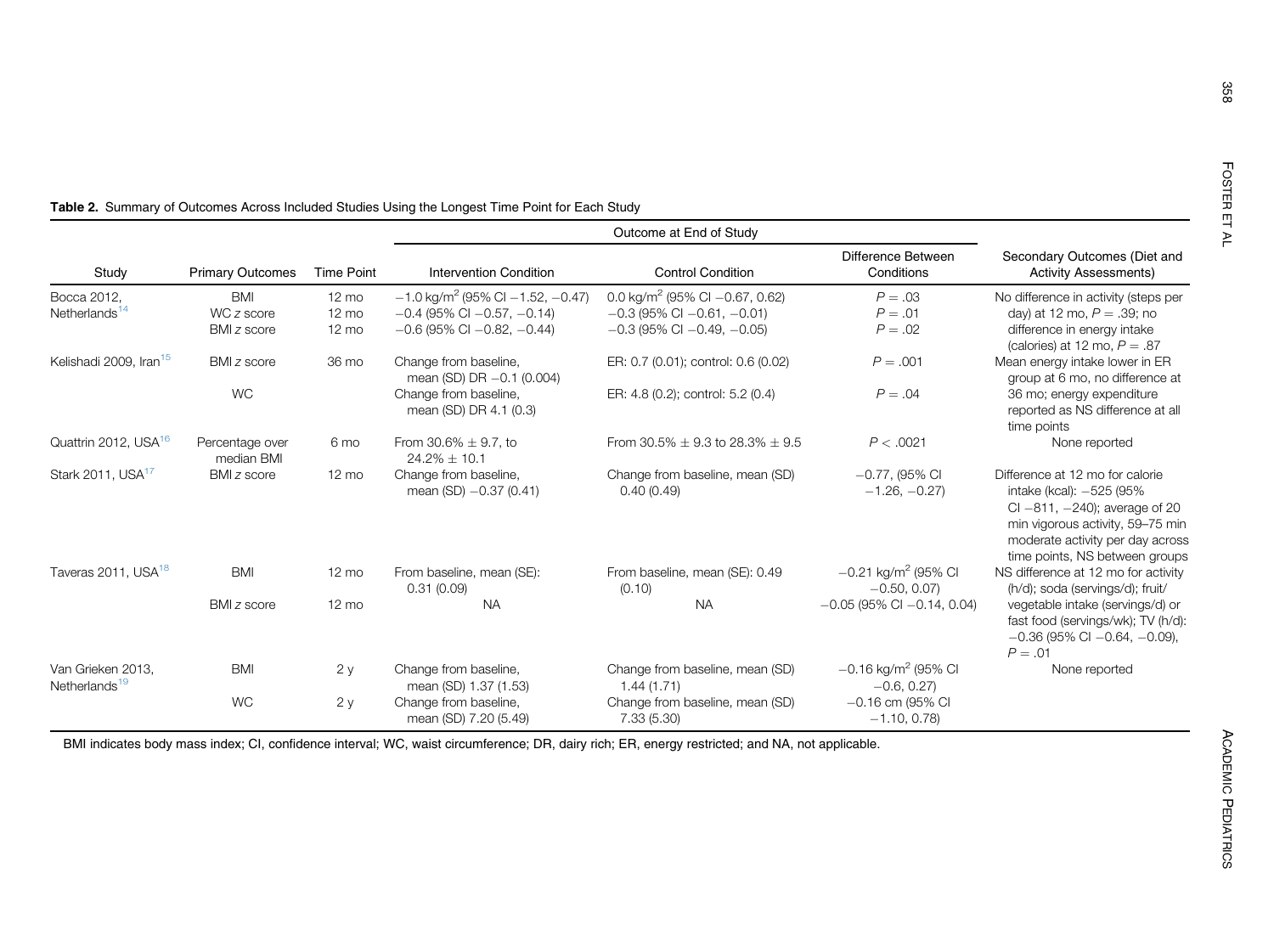**Table 2.** Summary of Outcomes Across Included Studies Using the Longest Time Point for Each Study

| Study | Primary Outcomes | Time Point | Outcome at End of Study | | | Secondary Outcomes (Diet and Activity Assessments) |
|---|---|---|---|---|---|---|
| | | | Intervention Condition | Control Condition | Difference Between Conditions | |
| Bocca 2012, Netherlands[14] | BMI | 12 mo | −1.0 kg/m$^2$ (95% CI −1.52, −0.47) | 0.0 kg/m$^2$ (95% CI −0.67, 0.62) | $P = .03$ | No difference in activity (steps per day) at 12 mo, $P = .39$; no difference in energy intake (calories) at 12 mo, $P = .87$ |
| | WC *z* score | 12 mo | −0.4 (95% CI −0.57, −0.14) | −0.3 (95% CI −0.61, −0.01) | $P = .01$ | |
| | BMI *z* score | 12 mo | −0.6 (95% CI −0.82, −0.44) | −0.3 (95% CI −0.49, −0.05) | $P = .02$ | |
| Kelishadi 2009, Iran[15] | BMI *z* score | 36 mo | Change from baseline, mean (SD) DR −0.1 (0.004) | ER: 0.7 (0.01); control: 0.6 (0.02) | $P = .001$ | Mean energy intake lower in ER group at 6 mo, no difference at 36 mo; energy expenditure reported as NS difference at all time points |
| | WC | | Change from baseline, mean (SD) DR 4.1 (0.3) | ER: 4.8 (0.2); control: 5.2 (0.4) | $P = .04$ | |
| Quattrin 2012, USA[16] | Percentage over median BMI | 6 mo | From 30.6% ± 9.7, to 24.2% ± 10.1 | From 30.5% ± 9.3 to 28.3% ± 9.5 | $P < .0021$ | None reported |
| Stark 2011, USA[17] | BMI *z* score | 12 mo | Change from baseline, mean (SD) −0.37 (0.41) | Change from baseline, mean (SD) 0.40 (0.49) | −0.77, (95% CI −1.26, −0.27) | Difference at 12 mo for calorie intake (kcal): −525 (95% CI −811, −240); average of 20 min vigorous activity, 59–75 min moderate activity per day across time points, NS between groups |
| Taveras 2011, USA[18] | BMI | 12 mo | From baseline, mean (SE): 0.31 (0.09) | From baseline, mean (SE): 0.49 (0.10) | −0.21 kg/m$^2$ (95% CI −0.50, 0.07) | NS difference at 12 mo for activity (h/d); soda (servings/d); fruit/vegetable intake (servings/d) or fast food (servings/wk); TV (h/d): −0.36 (95% CI −0.64, −0.09), $P = .01$ |
| | BMI *z* score | 12 mo | NA | NA | −0.05 (95% CI −0.14, 0.04) | |
| Van Grieken 2013, Netherlands[19] | BMI | 2 y | Change from baseline, mean (SD) 1.37 (1.53) | Change from baseline, mean (SD) 1.44 (1.71) | −0.16 kg/m$^2$ (95% CI −0.6, 0.27) | None reported |
| | WC | 2 y | Change from baseline, mean (SD) 7.20 (5.49) | Change from baseline, mean (SD) 7.33 (5.30) | −0.16 cm (95% CI −1.10, 0.78) | |

BMI indicates body mass index; CI, confidence interval; WC, waist circumference; DR, dairy rich; ER, energy restricted; and NA, not applicable.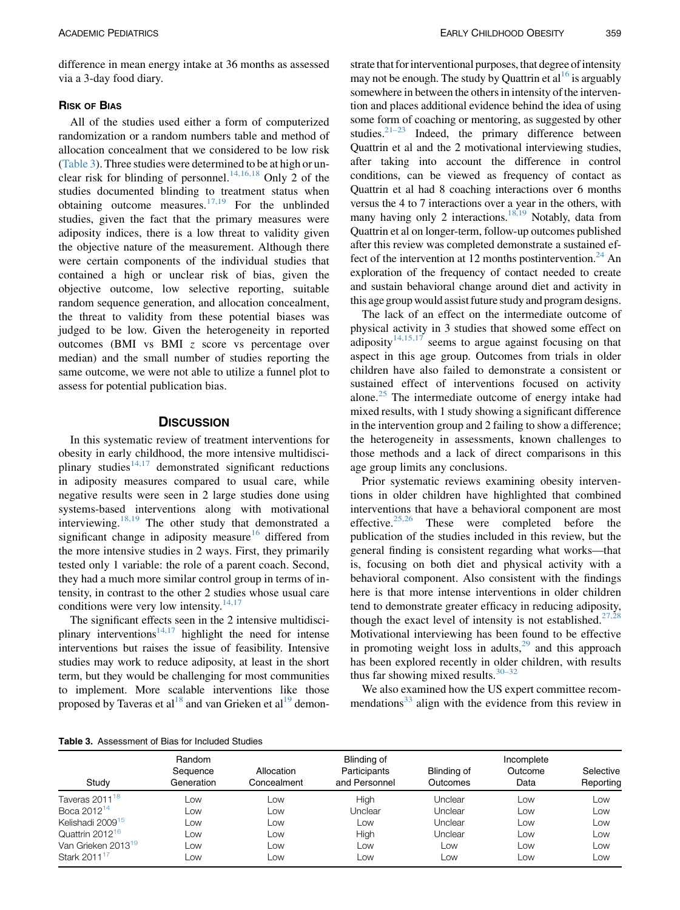difference in mean energy intake at 36 months as assessed via a 3-day food diary.

### Risk of Bias

All of the studies used either a form of computerized randomization or a random numbers table and method of allocation concealment that we considered to be low risk (Table 3). Three studies were determined to be at high or unclear risk for blinding of personnel.[14,16,18] Only 2 of the studies documented blinding to treatment status when obtaining outcome measures.[17,19] For the unblinded studies, given the fact that the primary measures were adiposity indices, there is a low threat to validity given the objective nature of the measurement. Although there were certain components of the individual studies that contained a high or unclear risk of bias, given the objective outcome, low selective reporting, suitable random sequence generation, and allocation concealment, the threat to validity from these potential biases was judged to be low. Given the heterogeneity in reported outcomes (BMI vs BMI $z$ score vs percentage over median) and the small number of studies reporting the same outcome, we were not able to utilize a funnel plot to assess for potential publication bias.

## Discussion

In this systematic review of treatment interventions for obesity in early childhood, the more intensive multidisciplinary studies[14,17] demonstrated significant reductions in adiposity measures compared to usual care, while negative results were seen in 2 large studies done using systems-based interventions along with motivational interviewing.[18,19] The other study that demonstrated a significant change in adiposity measure[16] differed from the more intensive studies in 2 ways. First, they primarily tested only 1 variable: the role of a parent coach. Second, they had a much more similar control group in terms of intensity, in contrast to the other 2 studies whose usual care conditions were very low intensity.[14,17]

The significant effects seen in the 2 intensive multidisciplinary interventions[14,17] highlight the need for intense interventions but raises the issue of feasibility. Intensive studies may work to reduce adiposity, at least in the short term, but they would be challenging for most communities to implement. More scalable interventions like those proposed by Taveras et al[18] and van Grieken et al[19] demonstrate that for interventional purposes, that degree of intensity may not be enough. The study by Quattrin et al[16] is arguably somewhere in between the others in intensity of the intervention and places additional evidence behind the idea of using some form of coaching or mentoring, as suggested by other studies.[21–23] Indeed, the primary difference between Quattrin et al and the 2 motivational interviewing studies, after taking into account the difference in control conditions, can be viewed as frequency of contact as Quattrin et al had 8 coaching interactions over 6 months versus the 4 to 7 interactions over a year in the others, with many having only 2 interactions.[18,19] Notably, data from Quattrin et al on longer-term, follow-up outcomes published after this review was completed demonstrate a sustained effect of the intervention at 12 months postintervention.[24] An exploration of the frequency of contact needed to create and sustain behavioral change around diet and activity in this age group would assist future study and program designs.

The lack of an effect on the intermediate outcome of physical activity in 3 studies that showed some effect on adiposity[14,15,17] seems to argue against focusing on that aspect in this age group. Outcomes from trials in older children have also failed to demonstrate a consistent or sustained effect of interventions focused on activity alone.[25] The intermediate outcome of energy intake had mixed results, with 1 study showing a significant difference in the intervention group and 2 failing to show a difference; the heterogeneity in assessments, known challenges to those methods and a lack of direct comparisons in this age group limits any conclusions.

Prior systematic reviews examining obesity interventions in older children have highlighted that combined interventions that have a behavioral component are most effective.[25,26] These were completed before the publication of the studies included in this review, but the general finding is consistent regarding what works—that is, focusing on both diet and physical activity with a behavioral component. Also consistent with the findings here is that more intense interventions in older children tend to demonstrate greater efficacy in reducing adiposity, though the exact level of intensity is not established.[27,28] Motivational interviewing has been found to be effective in promoting weight loss in adults,[29] and this approach has been explored recently in older children, with results thus far showing mixed results.[30–32]

We also examined how the US expert committee recommendations[33] align with the evidence from this review in

**Table 3.** Assessment of Bias for Included Studies

| Study | Random Sequence Generation | Allocation Concealment | Blinding of Participants and Personnel | Blinding of Outcomes | Incomplete Outcome Data | Selective Reporting |
|---|---|---|---|---|---|---|
| Taveras 2011[18] | Low | Low | High | Unclear | Low | Low |
| Boca 2012[14] | Low | Low | Unclear | Unclear | Low | Low |
| Kelishadi 2009[15] | Low | Low | Low | Unclear | Low | Low |
| Quattrin 2012[16] | Low | Low | High | Unclear | Low | Low |
| Van Grieken 2013[19] | Low | Low | Low | Low | Low | Low |
| Stark 2011[17] | Low | Low | Low | Low | Low | Low |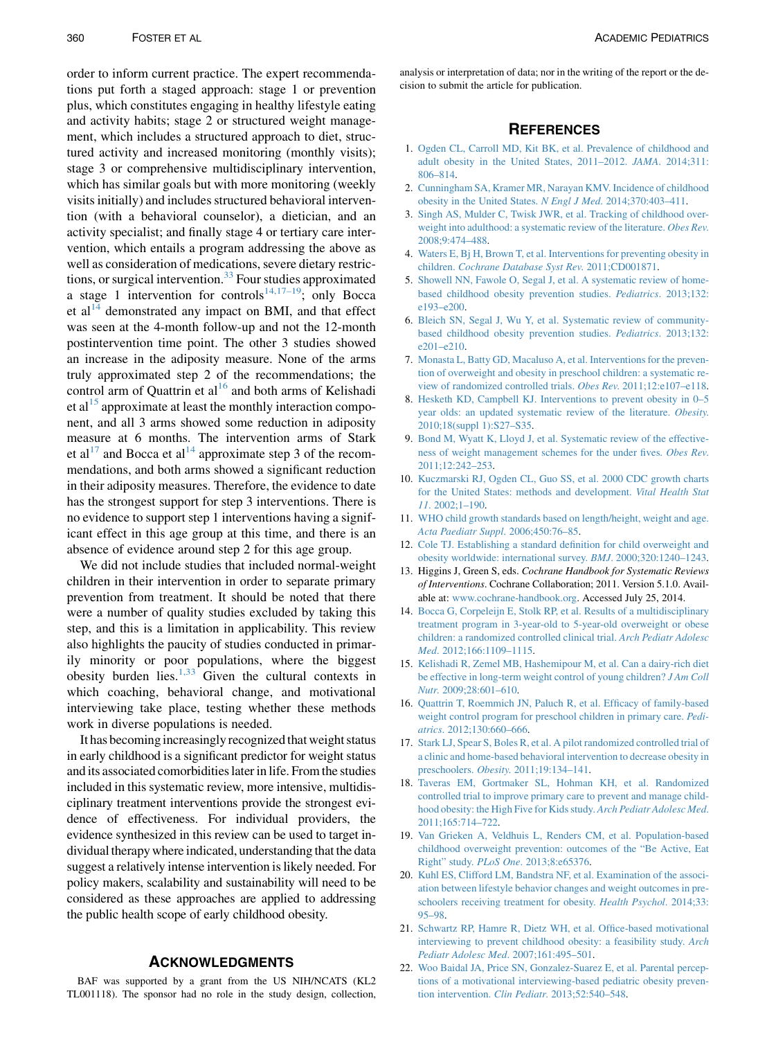order to inform current practice. The expert recommendations put forth a staged approach: stage 1 or prevention plus, which constitutes engaging in healthy lifestyle eating and activity habits; stage 2 or structured weight management, which includes a structured approach to diet, structured activity and increased monitoring (monthly visits); stage 3 or comprehensive multidisciplinary intervention, which has similar goals but with more monitoring (weekly visits initially) and includes structured behavioral intervention (with a behavioral counselor), a dietician, and an activity specialist; and finally stage 4 or tertiary care intervention, which entails a program addressing the above as well as consideration of medications, severe dietary restrictions, or surgical intervention.[33] Four studies approximated a stage 1 intervention for controls[14,17–19]; only Bocca et al[14] demonstrated any impact on BMI, and that effect was seen at the 4-month follow-up and not the 12-month postintervention time point. The other 3 studies showed an increase in the adiposity measure. None of the arms truly approximated step 2 of the recommendations; the control arm of Quattrin et al[16] and both arms of Kelishadi et al[15] approximate at least the monthly interaction component, and all 3 arms showed some reduction in adiposity measure at 6 months. The intervention arms of Stark et al[17] and Bocca et al[14] approximate step 3 of the recommendations, and both arms showed a significant reduction in their adiposity measures. Therefore, the evidence to date has the strongest support for step 3 interventions. There is no evidence to support step 1 interventions having a significant effect in this age group at this time, and there is an absence of evidence around step 2 for this age group.

We did not include studies that included normal-weight children in their intervention in order to separate primary prevention from treatment. It should be noted that there were a number of quality studies excluded by taking this step, and this is a limitation in applicability. This review also highlights the paucity of studies conducted in primarily minority or poor populations, where the biggest obesity burden lies.[1,33] Given the cultural contexts in which coaching, behavioral change, and motivational interviewing take place, testing whether these methods work in diverse populations is needed.

It has becoming increasingly recognized that weight status in early childhood is a significant predictor for weight status and its associated comorbidities later in life. From the studies included in this systematic review, more intensive, multidisciplinary treatment interventions provide the strongest evidence of effectiveness. For individual providers, the evidence synthesized in this review can be used to target individual therapy where indicated, understanding that the data suggest a relatively intense intervention is likely needed. For policy makers, scalability and sustainability will need to be considered as these approaches are applied to addressing the public health scope of early childhood obesity.

## Acknowledgments

BAF was supported by a grant from the US NIH/NCATS (KL2 TL001118). The sponsor had no role in the study design, collection, analysis or interpretation of data; nor in the writing of the report or the decision to submit the article for publication.

## References

1. Ogden CL, Carroll MD, Kit BK, et al. Prevalence of childhood and adult obesity in the United States, 2011–2012. *JAMA*. 2014;311:806–814.
2. Cunningham SA, Kramer MR, Narayan KMV. Incidence of childhood obesity in the United States. *N Engl J Med*. 2014;370:403–411.
3. Singh AS, Mulder C, Twisk JWR, et al. Tracking of childhood overweight into adulthood: a systematic review of the literature. *Obes Rev*. 2008;9:474–488.
4. Waters E, Bj H, Brown T, et al. Interventions for preventing obesity in children. *Cochrane Database Syst Rev*. 2011;CD001871.
5. Showell NN, Fawole O, Segal J, et al. A systematic review of home-based childhood obesity prevention studies. *Pediatrics*. 2013;132:e193–e200.
6. Bleich SN, Segal J, Wu Y, et al. Systematic review of community-based childhood obesity prevention studies. *Pediatrics*. 2013;132:e201–e210.
7. Monasta L, Batty GD, Macaluso A, et al. Interventions for the prevention of overweight and obesity in preschool children: a systematic review of randomized controlled trials. *Obes Rev*. 2011;12:e107–e118.
8. Hesketh KD, Campbell KJ. Interventions to prevent obesity in 0–5 year olds: an updated systematic review of the literature. *Obesity*. 2010;18(suppl 1):S27–S35.
9. Bond M, Wyatt K, Lloyd J, et al. Systematic review of the effectiveness of weight management schemes for the under fives. *Obes Rev*. 2011;12:242–253.
10. Kuczmarski RJ, Ogden CL, Guo SS, et al. 2000 CDC growth charts for the United States: methods and development. *Vital Health Stat 11*. 2002;1–190.
11. WHO child growth standards based on length/height, weight and age. *Acta Paediatr Suppl*. 2006;450:76–85.
12. Cole TJ. Establishing a standard definition for child overweight and obesity worldwide: international survey. *BMJ*. 2000;320:1240–1243.
13. Higgins J, Green S, eds. *Cochrane Handbook for Systematic Reviews of Interventions*. Cochrane Collaboration; 2011. Version 5.1.0. Available at: www.cochrane-handbook.org. Accessed July 25, 2014.
14. Bocca G, Corpeleijn E, Stolk RP, et al. Results of a multidisciplinary treatment program in 3-year-old to 5-year-old overweight or obese children: a randomized controlled clinical trial. *Arch Pediatr Adolesc Med*. 2012;166:1109–1115.
15. Kelishadi R, Zemel MB, Hashemipour M, et al. Can a dairy-rich diet be effective in long-term weight control of young children? *J Am Coll Nutr*. 2009;28:601–610.
16. Quattrin T, Roemmich JN, Paluch R, et al. Efficacy of family-based weight control program for preschool children in primary care. *Pediatrics*. 2012;130:660–666.
17. Stark LJ, Spear S, Boles R, et al. A pilot randomized controlled trial of a clinic and home-based behavioral intervention to decrease obesity in preschoolers. *Obesity*. 2011;19:134–141.
18. Taveras EM, Gortmaker SL, Hohman KH, et al. Randomized controlled trial to improve primary care to prevent and manage childhood obesity: the High Five for Kids study. *Arch Pediatr Adolesc Med*. 2011;165:714–722.
19. Van Grieken A, Veldhuis L, Renders CM, et al. Population-based childhood overweight prevention: outcomes of the "Be Active, Eat Right" study. *PLoS One*. 2013;8:e65376.
20. Kuhl ES, Clifford LM, Bandstra NF, et al. Examination of the association between lifestyle behavior changes and weight outcomes in preschoolers receiving treatment for obesity. *Health Psychol*. 2014;33:95–98.
21. Schwartz RP, Hamre R, Dietz WH, et al. Office-based motivational interviewing to prevent childhood obesity: a feasibility study. *Arch Pediatr Adolesc Med*. 2007;161:495–501.
22. Woo Baidal JA, Price SN, Gonzalez-Suarez E, et al. Parental perceptions of a motivational interviewing-based pediatric obesity prevention intervention. *Clin Pediatr*. 2013;52:540–548.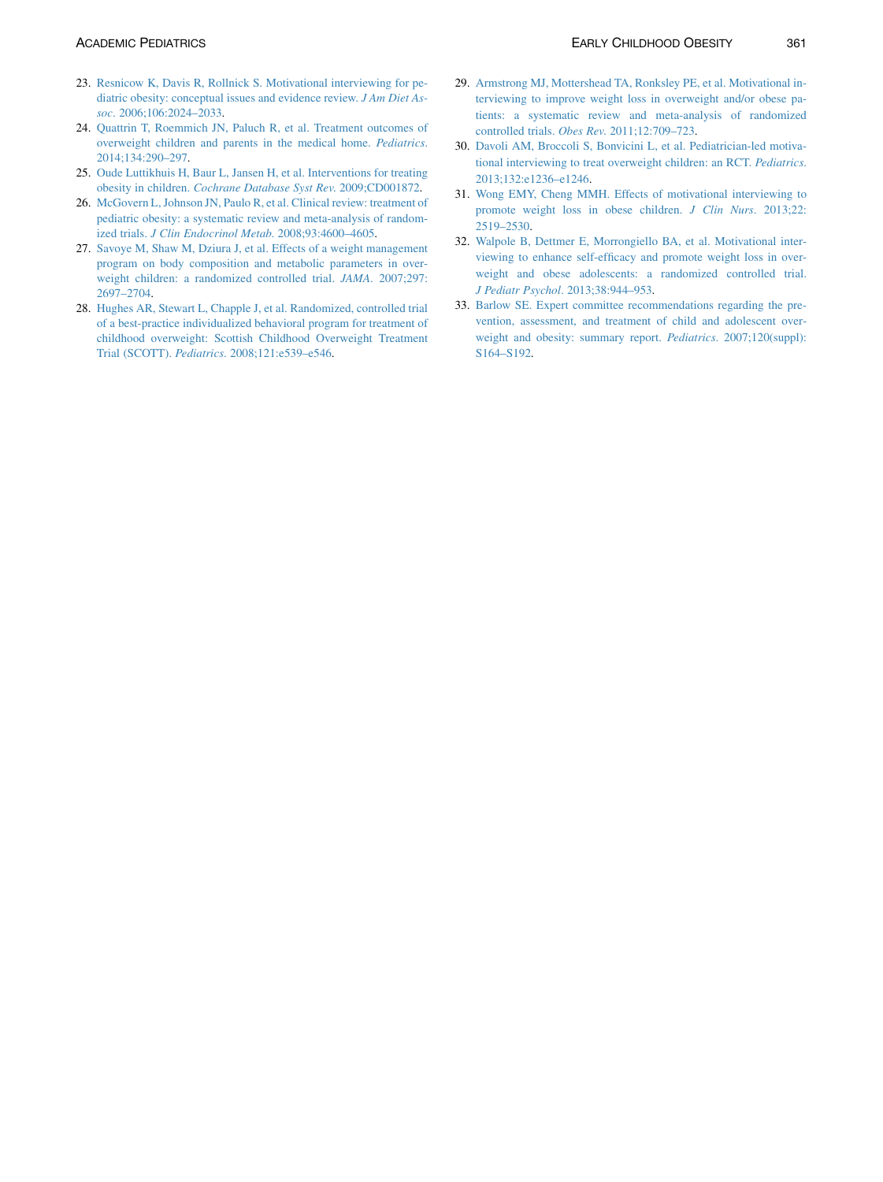23. Resnicow K, Davis R, Rollnick S. Motivational interviewing for pediatric obesity: conceptual issues and evidence review. *J Am Diet Assoc*. 2006;106:2024–2033.
24. Quattrin T, Roemmich JN, Paluch R, et al. Treatment outcomes of overweight children and parents in the medical home. *Pediatrics*. 2014;134:290–297.
25. Oude Luttikhuis H, Baur L, Jansen H, et al. Interventions for treating obesity in children. *Cochrane Database Syst Rev*. 2009;CD001872.
26. McGovern L, Johnson JN, Paulo R, et al. Clinical review: treatment of pediatric obesity: a systematic review and meta-analysis of randomized trials. *J Clin Endocrinol Metab*. 2008;93:4600–4605.
27. Savoye M, Shaw M, Dziura J, et al. Effects of a weight management program on body composition and metabolic parameters in overweight children: a randomized controlled trial. *JAMA*. 2007;297:2697–2704.
28. Hughes AR, Stewart L, Chapple J, et al. Randomized, controlled trial of a best-practice individualized behavioral program for treatment of childhood overweight: Scottish Childhood Overweight Treatment Trial (SCOTT). *Pediatrics*. 2008;121:e539–e546.
29. Armstrong MJ, Mottershead TA, Ronksley PE, et al. Motivational interviewing to improve weight loss in overweight and/or obese patients: a systematic review and meta-analysis of randomized controlled trials. *Obes Rev*. 2011;12:709–723.
30. Davoli AM, Broccoli S, Bonvicini L, et al. Pediatrician-led motivational interviewing to treat overweight children: an RCT. *Pediatrics*. 2013;132:e1236–e1246.
31. Wong EMY, Cheng MMH. Effects of motivational interviewing to promote weight loss in obese children. *J Clin Nurs*. 2013;22:2519–2530.
32. Walpole B, Dettmer E, Morrongiello BA, et al. Motivational interviewing to enhance self-efficacy and promote weight loss in overweight and obese adolescents: a randomized controlled trial. *J Pediatr Psychol*. 2013;38:944–953.
33. Barlow SE. Expert committee recommendations regarding the prevention, assessment, and treatment of child and adolescent overweight and obesity: summary report. *Pediatrics*. 2007;120(suppl):S164–S192.